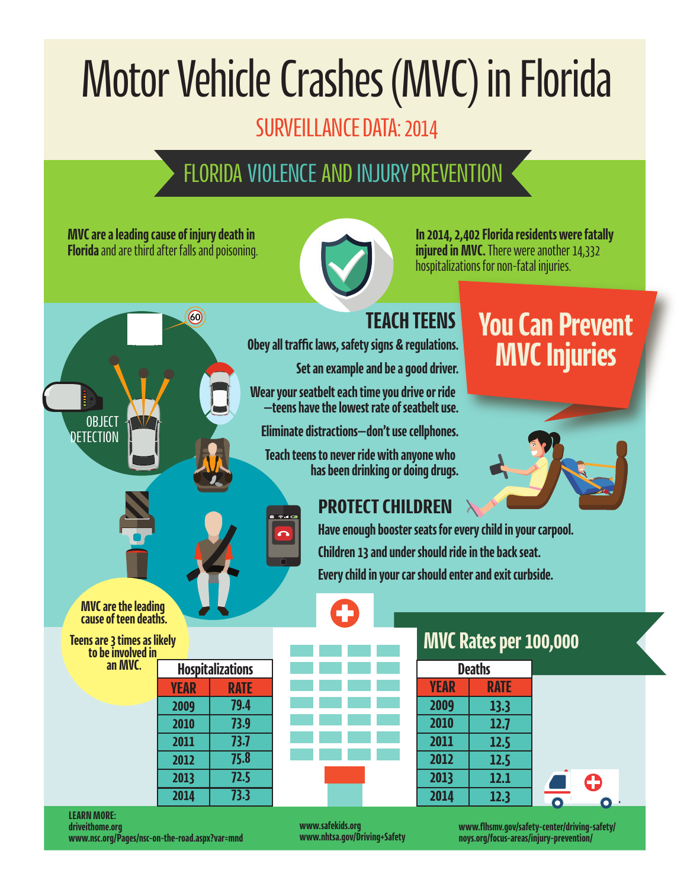# Motor Vehicle Crashes (MVC) in Florida

## SURVEILLANCE DATA: 2014

### FLORIDA VIOLENCE AND INJURY PREVENTION

**MVC are a leading cause of injury death in Florida** and are third after falls and poisoning.

**In 2014, 2,402 Florida residents were fatally injured in MVC.** There were another 14,332 hospitalizations for non-fatal injuries.

## You Can Prevent MVC Injuries

### TEACH TEENS

- Obey all traffic laws, safety signs & regulations.
- Set an example and be a good driver.
- Wear your seatbelt each time you drive or ride —teens have the lowest rate of seatbelt use.
- Eliminate distractions—don't use cellphones.
- Teach teens to never ride with anyone who has been drinking or doing drugs.

OBJECT DETECTION

### PROTECT CHILDREN

- Have enough booster seats for every child in your carpool.
- Children 13 and under should ride in the back seat.
- Every child in your car should enter and exit curbside.

**MVC are the leading cause of teen deaths.**

**Teens are 3 times as likely to be involved in an MVC.**

### MVC Rates per 100,000

| Hospitalizations | |
|---|---|
| YEAR | RATE |
| 2009 | 79.4 |
| 2010 | 73.9 |
| 2011 | 73.7 |
| 2012 | 75.8 |
| 2013 | 72.5 |
| 2014 | 73.3 |

| Deaths | |
|---|---|
| YEAR | RATE |
| 2009 | 13.3 |
| 2010 | 12.7 |
| 2011 | 12.5 |
| 2012 | 12.5 |
| 2013 | 12.1 |
| 2014 | 12.3 |

**LEARN MORE:**
driveithome.org
www.nsc.org/Pages/nsc-on-the-road.aspx?var=mnd
www.safekids.org
www.nhtsa.gov/Driving+Safety
www.flhsmv.gov/safety-center/driving-safety/
noys.org/focus-areas/injury-prevention/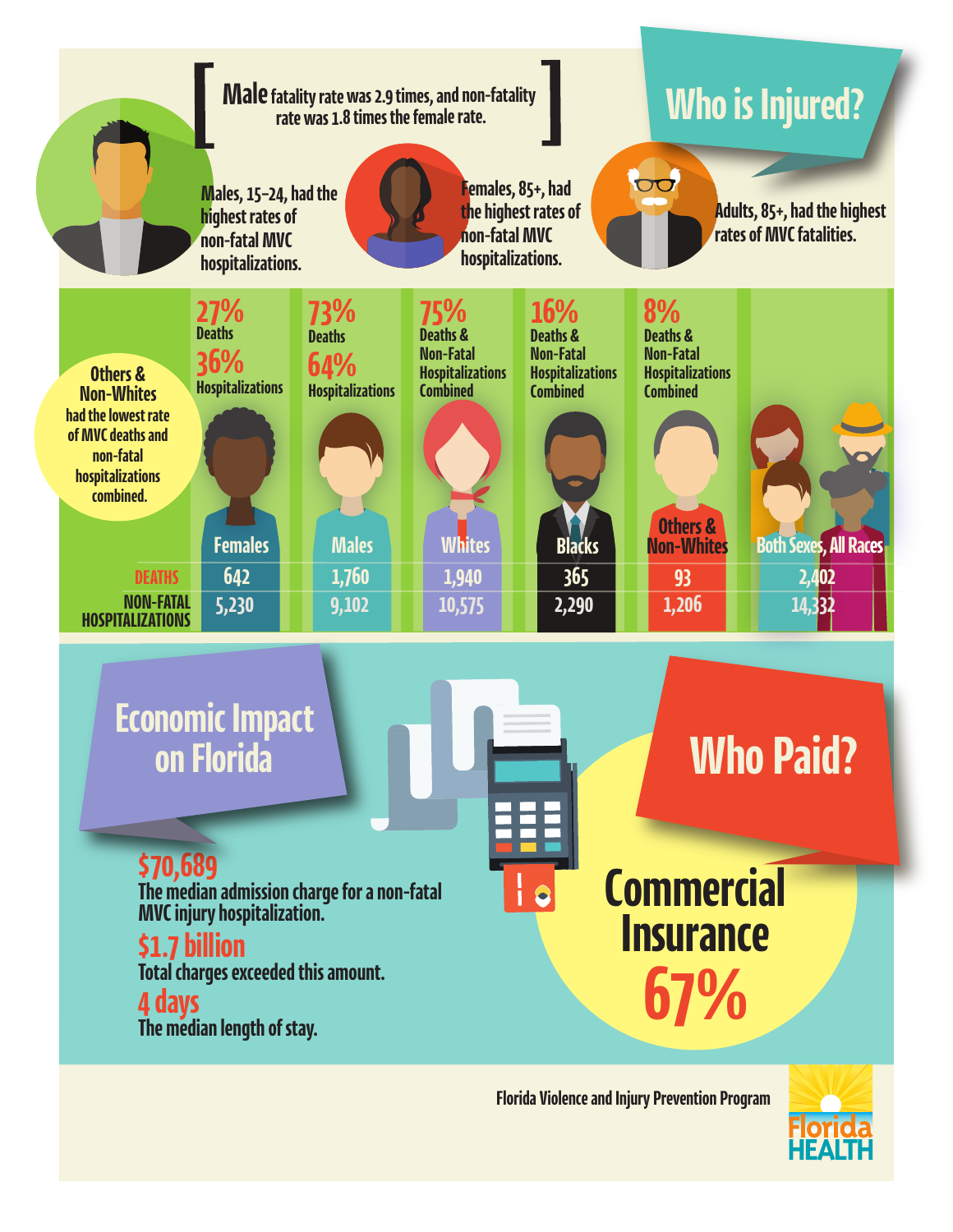## Who is Injured?

**Male** fatality rate was 2.9 times, and non-fatality rate was 1.8 times the female rate.

Males, 15–24, had the highest rates of non-fatal MVC hospitalizations.

Females, 85+, had the highest rates of non-fatal MVC hospitalizations.

Adults, 85+, had the highest rates of MVC fatalities.

Others & Non-Whites had the lowest rate of MVC deaths and non-fatal hospitalizations combined.

| | Females | Males | Whites | Blacks | Others & Non-Whites | Both Sexes, All Races |
|---|---|---|---|---|---|---|
| | 27% Deaths; 36% Hospitalizations | 73% Deaths; 64% Hospitalizations | 75% Deaths & Non-Fatal Hospitalizations Combined | 16% Deaths & Non-Fatal Hospitalizations Combined | 8% Deaths & Non-Fatal Hospitalizations Combined | |
| DEATHS | 642 | 1,760 | 1,940 | 365 | 93 | 2,402 |
| NON-FATAL HOSPITALIZATIONS | 5,230 | 9,102 | 10,575 | 2,290 | 1,206 | 14,332 |

## Economic Impact on Florida

**$70,689**
The median admission charge for a non-fatal MVC injury hospitalization.

**$1.7 billion**
Total charges exceeded this amount.

**4 days**
The median length of stay.

## Who Paid?

**Commercial Insurance 67%**

Florida Violence and Injury Prevention Program

Florida HEALTH